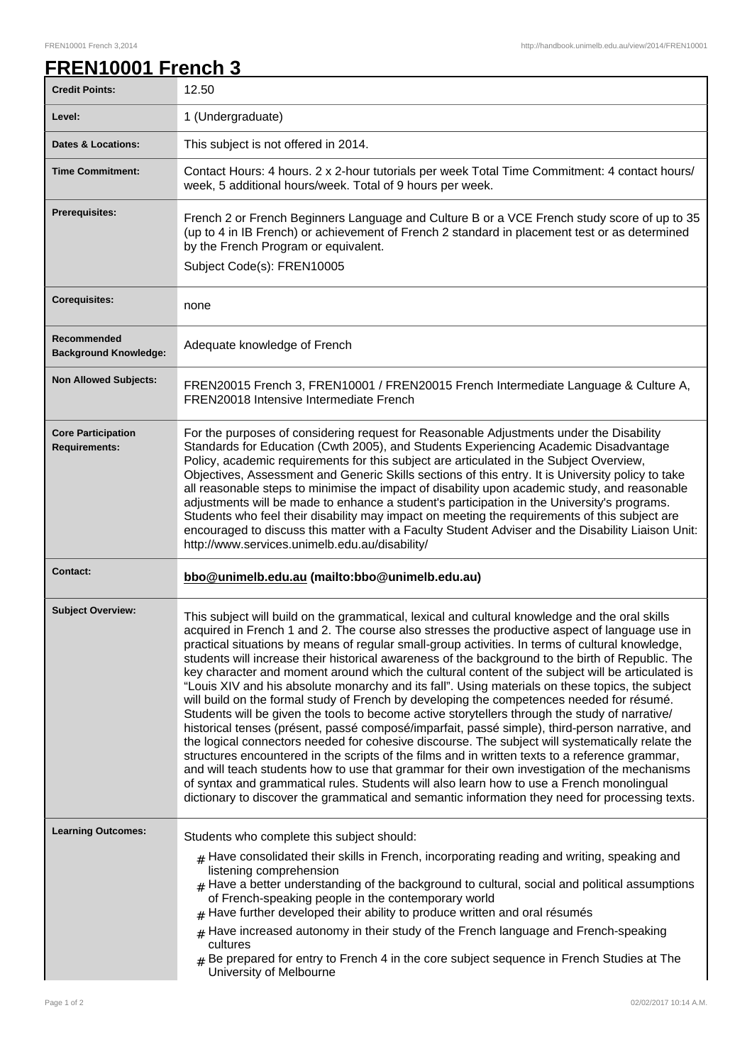# FREN10001 French 3

| Credit Points: | 12.50 |
|---|---|
| Level: | 1 (Undergraduate) |
| Dates & Locations: | This subject is not offered in 2014. |
| Time Commitment: | Contact Hours: 4 hours. 2 x 2-hour tutorials per week Total Time Commitment: 4 contact hours/ week, 5 additional hours/week. Total of 9 hours per week. |
| Prerequisites: | French 2 or French Beginners Language and Culture B or a VCE French study score of up to 35 (up to 4 in IB French) or achievement of French 2 standard in placement test or as determined by the French Program or equivalent.<br>Subject Code(s): FREN10005 |
| Corequisites: | none |
| Recommended Background Knowledge: | Adequate knowledge of French |
| Non Allowed Subjects: | FREN20015 French 3, FREN10001 / FREN20015 French Intermediate Language & Culture A, FREN20018 Intensive Intermediate French |
| Core Participation Requirements: | For the purposes of considering request for Reasonable Adjustments under the Disability Standards for Education (Cwth 2005), and Students Experiencing Academic Disadvantage Policy, academic requirements for this subject are articulated in the Subject Overview, Objectives, Assessment and Generic Skills sections of this entry. It is University policy to take all reasonable steps to minimise the impact of disability upon academic study, and reasonable adjustments will be made to enhance a student's participation in the University's programs. Students who feel their disability may impact on meeting the requirements of this subject are encouraged to discuss this matter with a Faculty Student Adviser and the Disability Liaison Unit: http://www.services.unimelb.edu.au/disability/ |
| Contact: | **bbo@unimelb.edu.au (mailto:bbo@unimelb.edu.au)** |
| Subject Overview: | This subject will build on the grammatical, lexical and cultural knowledge and the oral skills acquired in French 1 and 2. The course also stresses the productive aspect of language use in practical situations by means of regular small-group activities. In terms of cultural knowledge, students will increase their historical awareness of the background to the birth of Republic. The key character and moment around which the cultural content of the subject will be articulated is "Louis XIV and his absolute monarchy and its fall". Using materials on these topics, the subject will build on the formal study of French by developing the competences needed for résumé. Students will be given the tools to become active storytellers through the study of narrative/ historical tenses (présent, passé composé/imparfait, passé simple), third-person narrative, and the logical connectors needed for cohesive discourse. The subject will systematically relate the structures encountered in the scripts of the films and in written texts to a reference grammar, and will teach students how to use that grammar for their own investigation of the mechanisms of syntax and grammatical rules. Students will also learn how to use a French monolingual dictionary to discover the grammatical and semantic information they need for processing texts. |
| Learning Outcomes: | Students who complete this subject should:<br># Have consolidated their skills in French, incorporating reading and writing, speaking and listening comprehension<br># Have a better understanding of the background to cultural, social and political assumptions of French-speaking people in the contemporary world<br># Have further developed their ability to produce written and oral résumés<br># Have increased autonomy in their study of the French language and French-speaking cultures<br># Be prepared for entry to French 4 in the core subject sequence in French Studies at The University of Melbourne |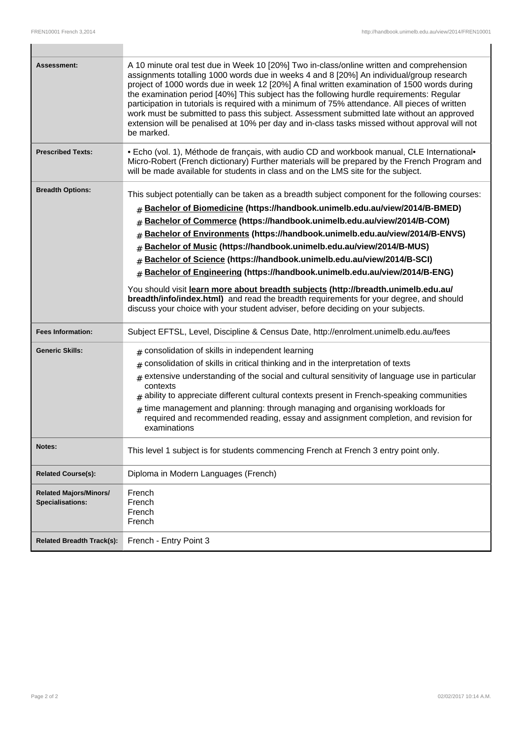| | |
|---|---|
| **Assessment:** | A 10 minute oral test due in Week 10 [20%] Two in-class/online written and comprehension assignments totalling 1000 words due in weeks 4 and 8 [20%] An individual/group research project of 1000 words due in week 12 [20%] A final written examination of 1500 words during the examination period [40%] This subject has the following hurdle requirements: Regular participation in tutorials is required with a minimum of 75% attendance. All pieces of written work must be submitted to pass this subject. Assessment submitted late without an approved extension will be penalised at 10% per day and in-class tasks missed without approval will not be marked. |
| **Prescribed Texts:** | • Echo (vol. 1), Méthode de français, with audio CD and workbook manual, CLE International• Micro-Robert (French dictionary) Further materials will be prepared by the French Program and will be made available for students in class and on the LMS site for the subject. |
| **Breadth Options:** | This subject potentially can be taken as a breadth subject component for the following courses:<br># **Bachelor of Biomedicine (https://handbook.unimelb.edu.au/view/2014/B-BMED)**<br># **Bachelor of Commerce (https://handbook.unimelb.edu.au/view/2014/B-COM)**<br># **Bachelor of Environments (https://handbook.unimelb.edu.au/view/2014/B-ENVS)**<br># **Bachelor of Music (https://handbook.unimelb.edu.au/view/2014/B-MUS)**<br># **Bachelor of Science (https://handbook.unimelb.edu.au/view/2014/B-SCI)**<br># **Bachelor of Engineering (https://handbook.unimelb.edu.au/view/2014/B-ENG)**<br>You should visit **learn more about breadth subjects (http://breadth.unimelb.edu.au/breadth/info/index.html)** and read the breadth requirements for your degree, and should discuss your choice with your student adviser, before deciding on your subjects. |
| **Fees Information:** | Subject EFTSL, Level, Discipline & Census Date, http://enrolment.unimelb.edu.au/fees |
| **Generic Skills:** | # consolidation of skills in independent learning<br># consolidation of skills in critical thinking and in the interpretation of texts<br># extensive understanding of the social and cultural sensitivity of language use in particular contexts<br># ability to appreciate different cultural contexts present in French-speaking communities<br># time management and planning: through managing and organising workloads for required and recommended reading, essay and assignment completion, and revision for examinations |
| **Notes:** | This level 1 subject is for students commencing French at French 3 entry point only. |
| **Related Course(s):** | Diploma in Modern Languages (French) |
| **Related Majors/Minors/ Specialisations:** | French<br>French<br>French<br>French |
| **Related Breadth Track(s):** | French - Entry Point 3 |